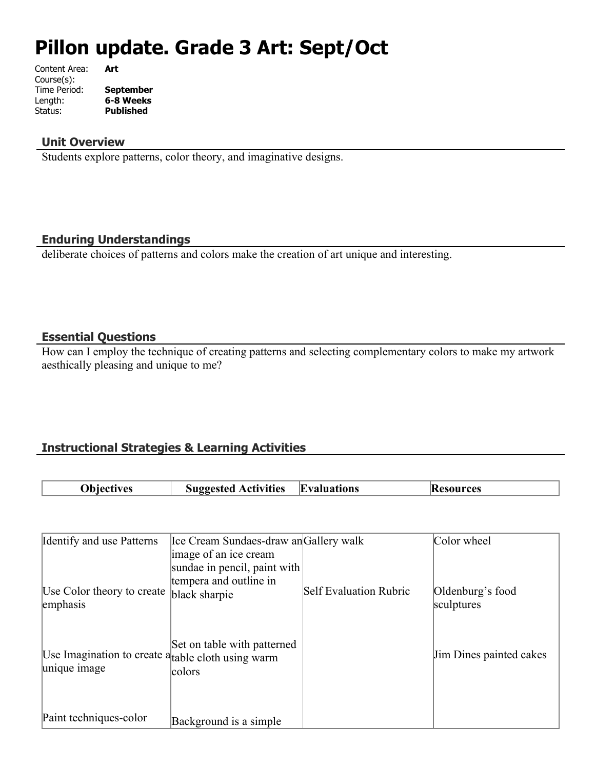# Pillon update. Grade 3 Art: Sept/Oct

Content Area: **Art**
Course(s):
Time Period: **September**
Length: **6-8 Weeks**
Status: **Published**

## Unit Overview

Students explore patterns, color theory, and imaginative designs.

## Enduring Understandings

deliberate choices of patterns and colors make the creation of art unique and interesting.

## Essential Questions

How can I employ the technique of creating patterns and selecting complementary colors to make my artwork aesthically pleasing and unique to me?

## Instructional Strategies & Learning Activities

| Objectives | Suggested Activities | Evaluations | Resources |
|---|---|---|---|
| Identify and use Patterns<br><br>Use Color theory to create emphasis<br><br>Use Imagination to create a unique image<br><br>Paint techniques-color | Ice Cream Sundaes-draw an image of an ice cream sundae in pencil, paint with tempera and outline in black sharpie<br><br>Set on table with patterned table cloth using warm colors<br><br>Background is a simple | Gallery walk<br><br>Self Evaluation Rubric | Color wheel<br><br>Oldenburg's food sculptures<br><br>Jim Dines painted cakes |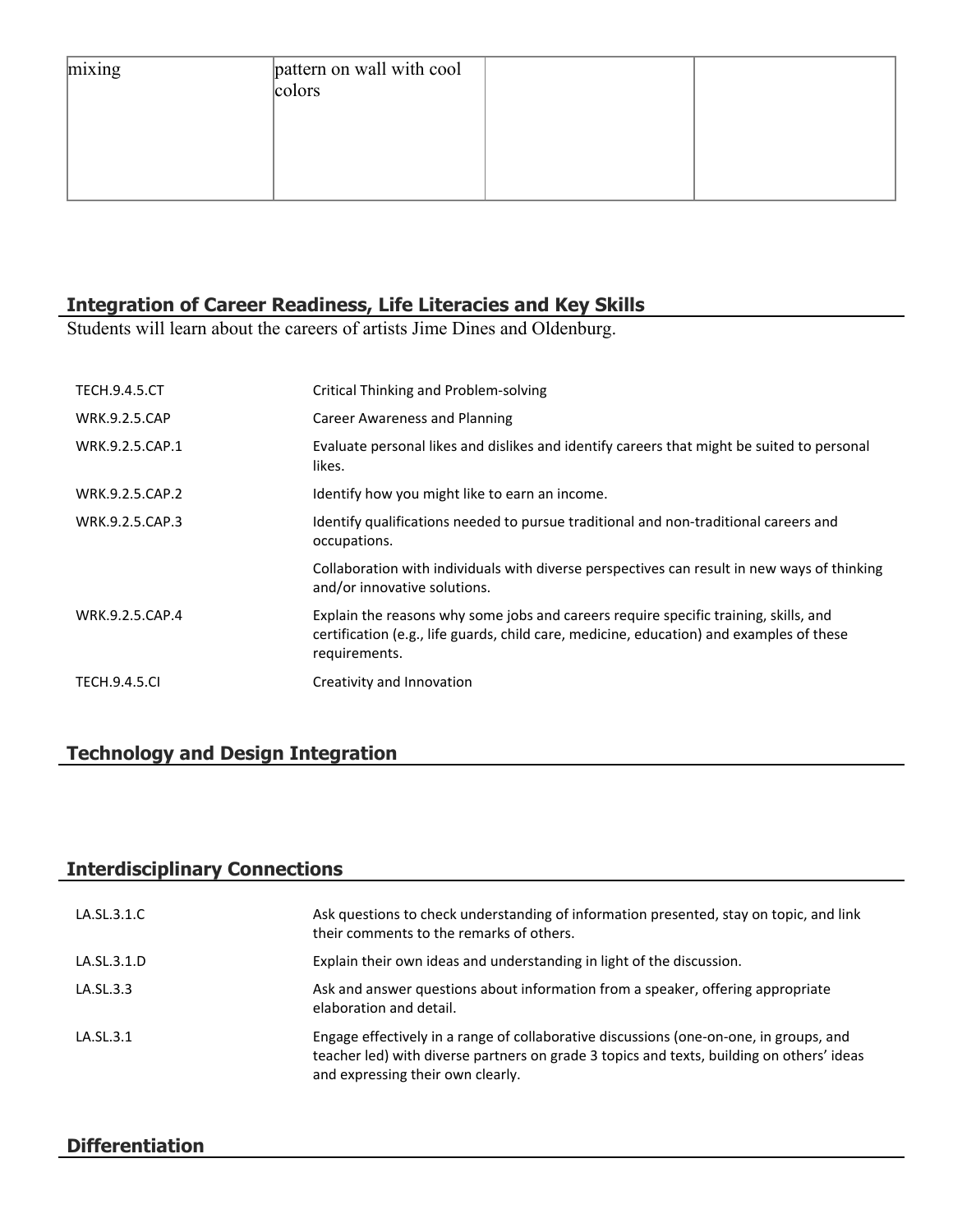| mixing | pattern on wall with cool colors | | |
|---|---|---|---|

## Integration of Career Readiness, Life Literacies and Key Skills

Students will learn about the careers of artists Jime Dines and Oldenburg.

| | |
|---|---|
| TECH.9.4.5.CT | Critical Thinking and Problem-solving |
| WRK.9.2.5.CAP | Career Awareness and Planning |
| WRK.9.2.5.CAP.1 | Evaluate personal likes and dislikes and identify careers that might be suited to personal likes. |
| WRK.9.2.5.CAP.2 | Identify how you might like to earn an income. |
| WRK.9.2.5.CAP.3 | Identify qualifications needed to pursue traditional and non-traditional careers and occupations. |
| | Collaboration with individuals with diverse perspectives can result in new ways of thinking and/or innovative solutions. |
| WRK.9.2.5.CAP.4 | Explain the reasons why some jobs and careers require specific training, skills, and certification (e.g., life guards, child care, medicine, education) and examples of these requirements. |
| TECH.9.4.5.CI | Creativity and Innovation |

## Technology and Design Integration

## Interdisciplinary Connections

| | |
|---|---|
| LA.SL.3.1.C | Ask questions to check understanding of information presented, stay on topic, and link their comments to the remarks of others. |
| LA.SL.3.1.D | Explain their own ideas and understanding in light of the discussion. |
| LA.SL.3.3 | Ask and answer questions about information from a speaker, offering appropriate elaboration and detail. |
| LA.SL.3.1 | Engage effectively in a range of collaborative discussions (one-on-one, in groups, and teacher led) with diverse partners on grade 3 topics and texts, building on others' ideas and expressing their own clearly. |

## Differentiation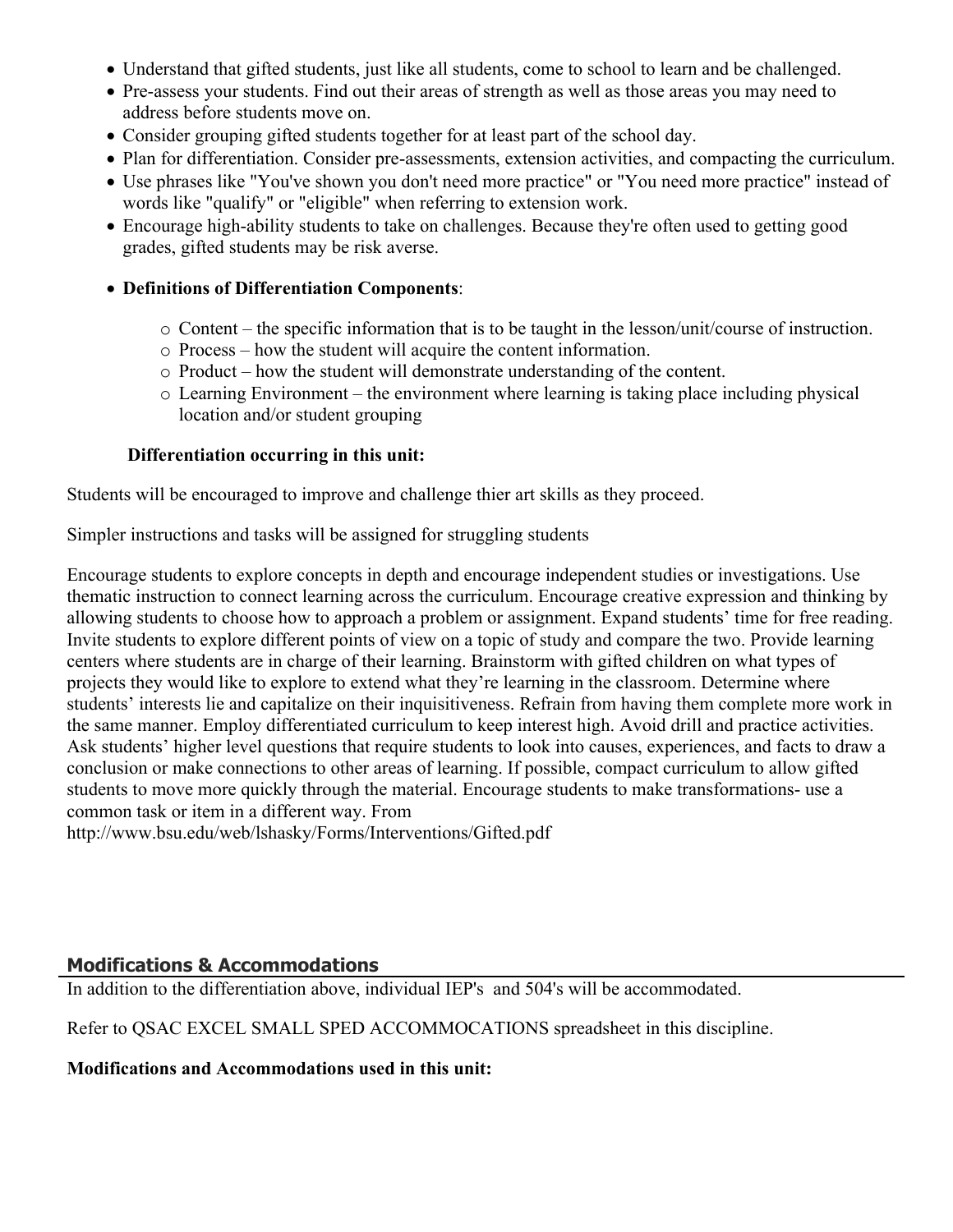- Understand that gifted students, just like all students, come to school to learn and be challenged.
- Pre-assess your students. Find out their areas of strength as well as those areas you may need to address before students move on.
- Consider grouping gifted students together for at least part of the school day.
- Plan for differentiation. Consider pre-assessments, extension activities, and compacting the curriculum.
- Use phrases like "You've shown you don't need more practice" or "You need more practice" instead of words like "qualify" or "eligible" when referring to extension work.
- Encourage high-ability students to take on challenges. Because they're often used to getting good grades, gifted students may be risk averse.
- **Definitions of Differentiation Components**:
    - Content – the specific information that is to be taught in the lesson/unit/course of instruction.
    - Process – how the student will acquire the content information.
    - Product – how the student will demonstrate understanding of the content.
    - Learning Environment – the environment where learning is taking place including physical location and/or student grouping

**Differentiation occurring in this unit:**

Students will be encouraged to improve and challenge thier art skills as they proceed.

Simpler instructions and tasks will be assigned for struggling students

Encourage students to explore concepts in depth and encourage independent studies or investigations. Use thematic instruction to connect learning across the curriculum. Encourage creative expression and thinking by allowing students to choose how to approach a problem or assignment. Expand students' time for free reading. Invite students to explore different points of view on a topic of study and compare the two. Provide learning centers where students are in charge of their learning. Brainstorm with gifted children on what types of projects they would like to explore to extend what they're learning in the classroom. Determine where students' interests lie and capitalize on their inquisitiveness. Refrain from having them complete more work in the same manner. Employ differentiated curriculum to keep interest high. Avoid drill and practice activities. Ask students' higher level questions that require students to look into causes, experiences, and facts to draw a conclusion or make connections to other areas of learning. If possible, compact curriculum to allow gifted students to move more quickly through the material. Encourage students to make transformations- use a common task or item in a different way. From http://www.bsu.edu/web/lshasky/Forms/Interventions/Gifted.pdf

## Modifications & Accommodations

In addition to the differentiation above, individual IEP's and 504's will be accommodated.

Refer to QSAC EXCEL SMALL SPED ACCOMMOCATIONS spreadsheet in this discipline.

**Modifications and Accommodations used in this unit:**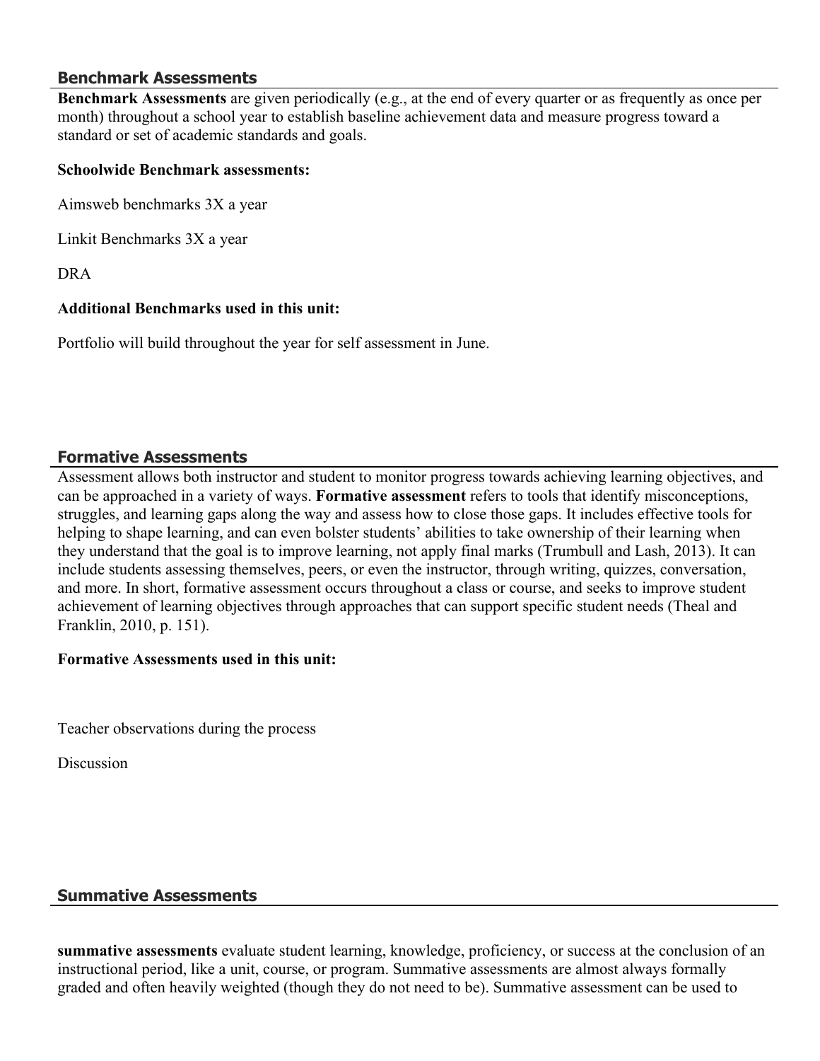## Benchmark Assessments

**Benchmark Assessments** are given periodically (e.g., at the end of every quarter or as frequently as once per month) throughout a school year to establish baseline achievement data and measure progress toward a standard or set of academic standards and goals.

**Schoolwide Benchmark assessments:**

Aimsweb benchmarks 3X a year

Linkit Benchmarks 3X a year

DRA

**Additional Benchmarks used in this unit:**

Portfolio will build throughout the year for self assessment in June.

## Formative Assessments

Assessment allows both instructor and student to monitor progress towards achieving learning objectives, and can be approached in a variety of ways. **Formative assessment** refers to tools that identify misconceptions, struggles, and learning gaps along the way and assess how to close those gaps. It includes effective tools for helping to shape learning, and can even bolster students' abilities to take ownership of their learning when they understand that the goal is to improve learning, not apply final marks (Trumbull and Lash, 2013). It can include students assessing themselves, peers, or even the instructor, through writing, quizzes, conversation, and more. In short, formative assessment occurs throughout a class or course, and seeks to improve student achievement of learning objectives through approaches that can support specific student needs (Theal and Franklin, 2010, p. 151).

**Formative Assessments used in this unit:**

Teacher observations during the process

Discussion

## Summative Assessments

**summative assessments** evaluate student learning, knowledge, proficiency, or success at the conclusion of an instructional period, like a unit, course, or program. Summative assessments are almost always formally graded and often heavily weighted (though they do not need to be). Summative assessment can be used to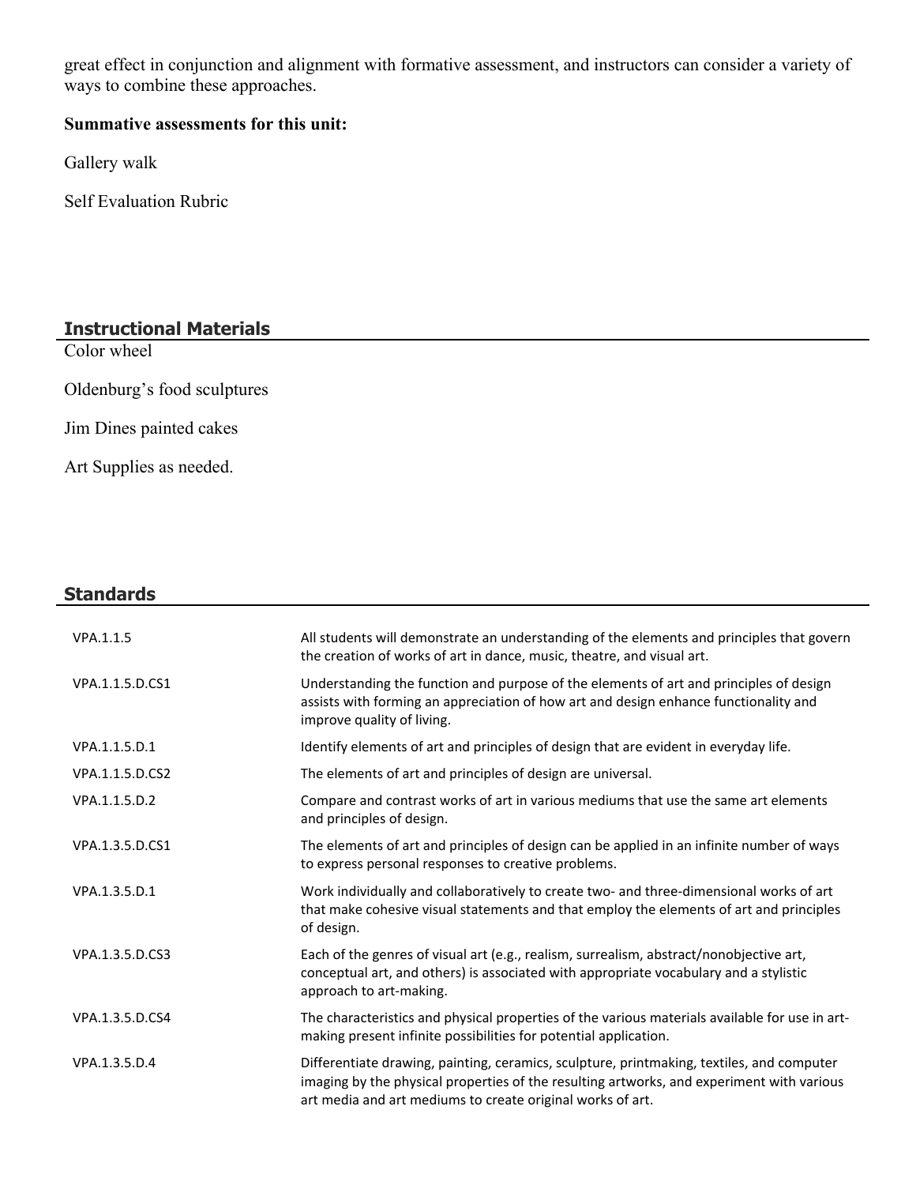great effect in conjunction and alignment with formative assessment, and instructors can consider a variety of ways to combine these approaches.

**Summative assessments for this unit:**

Gallery walk

Self Evaluation Rubric

## Instructional Materials

Color wheel

Oldenburg's food sculptures

Jim Dines painted cakes

Art Supplies as needed.

## Standards

| | |
|---|---|
| VPA.1.1.5 | All students will demonstrate an understanding of the elements and principles that govern the creation of works of art in dance, music, theatre, and visual art. |
| VPA.1.1.5.D.CS1 | Understanding the function and purpose of the elements of art and principles of design assists with forming an appreciation of how art and design enhance functionality and improve quality of living. |
| VPA.1.1.5.D.1 | Identify elements of art and principles of design that are evident in everyday life. |
| VPA.1.1.5.D.CS2 | The elements of art and principles of design are universal. |
| VPA.1.1.5.D.2 | Compare and contrast works of art in various mediums that use the same art elements and principles of design. |
| VPA.1.3.5.D.CS1 | The elements of art and principles of design can be applied in an infinite number of ways to express personal responses to creative problems. |
| VPA.1.3.5.D.1 | Work individually and collaboratively to create two- and three-dimensional works of art that make cohesive visual statements and that employ the elements of art and principles of design. |
| VPA.1.3.5.D.CS3 | Each of the genres of visual art (e.g., realism, surrealism, abstract/nonobjective art, conceptual art, and others) is associated with appropriate vocabulary and a stylistic approach to art-making. |
| VPA.1.3.5.D.CS4 | The characteristics and physical properties of the various materials available for use in art-making present infinite possibilities for potential application. |
| VPA.1.3.5.D.4 | Differentiate drawing, painting, ceramics, sculpture, printmaking, textiles, and computer imaging by the physical properties of the resulting artworks, and experiment with various art media and art mediums to create original works of art. |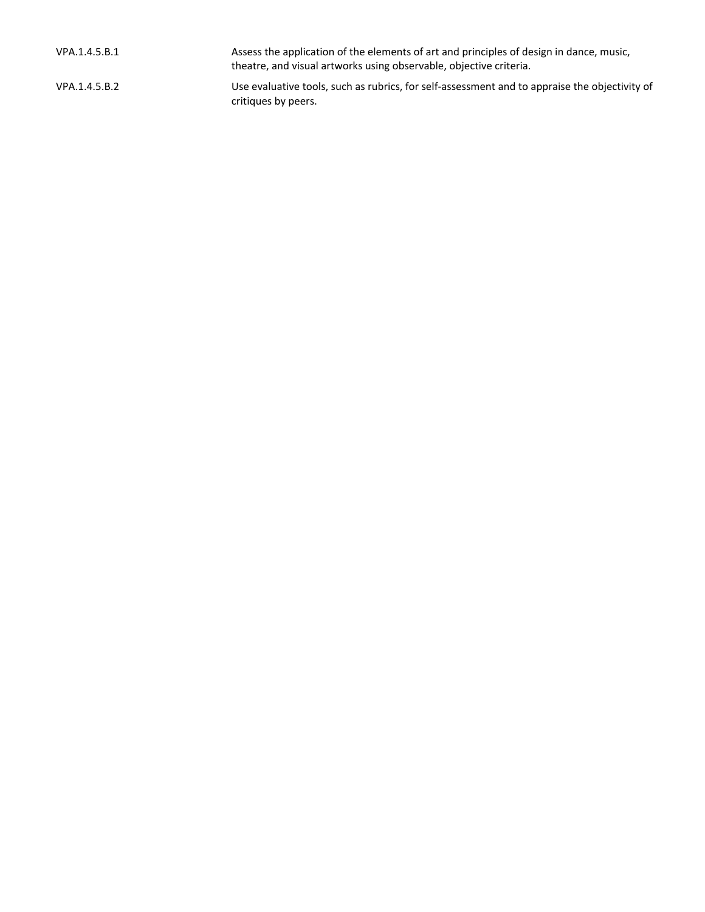| | |
|---|---|
| VPA.1.4.5.B.1 | Assess the application of the elements of art and principles of design in dance, music, theatre, and visual artworks using observable, objective criteria. |
| VPA.1.4.5.B.2 | Use evaluative tools, such as rubrics, for self-assessment and to appraise the objectivity of critiques by peers. |